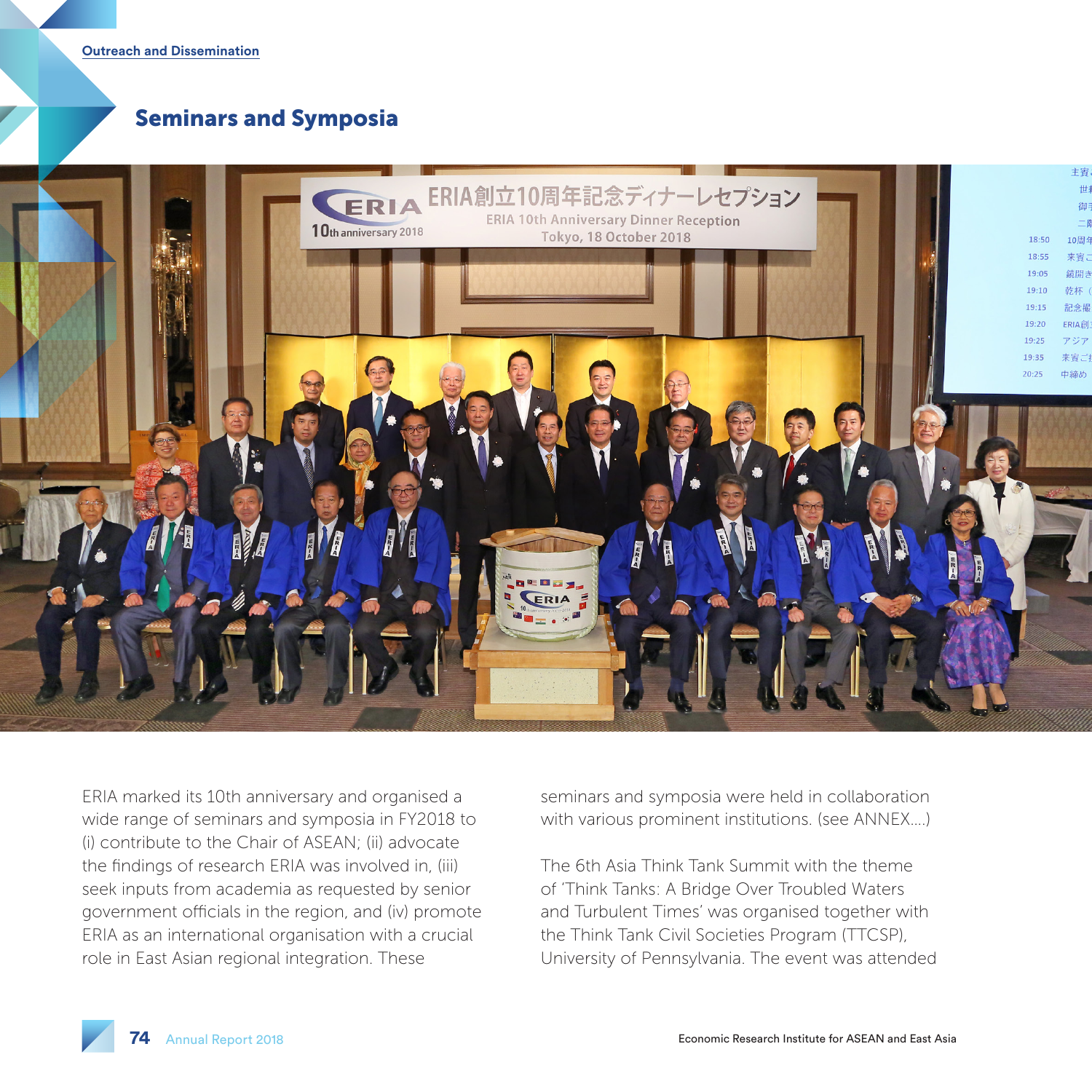Outreach and Dissemination

# Seminars and Symposia

ERIA marked its 10th anniversary and organised a wide range of seminars and symposia in FY2018 to (i) contribute to the Chair of ASEAN; (ii) advocate the findings of research ERIA was involved in, (iii) seek inputs from academia as requested by senior government officials in the region, and (iv) promote ERIA as an international organisation with a crucial role in East Asian regional integration. These seminars and symposia were held in collaboration with various prominent institutions. (see ANNEX....)

The 6th Asia Think Tank Summit with the theme of 'Think Tanks: A Bridge Over Troubled Waters and Turbulent Times' was organised together with the Think Tank Civil Societies Program (TTCSP), University of Pennsylvania. The event was attended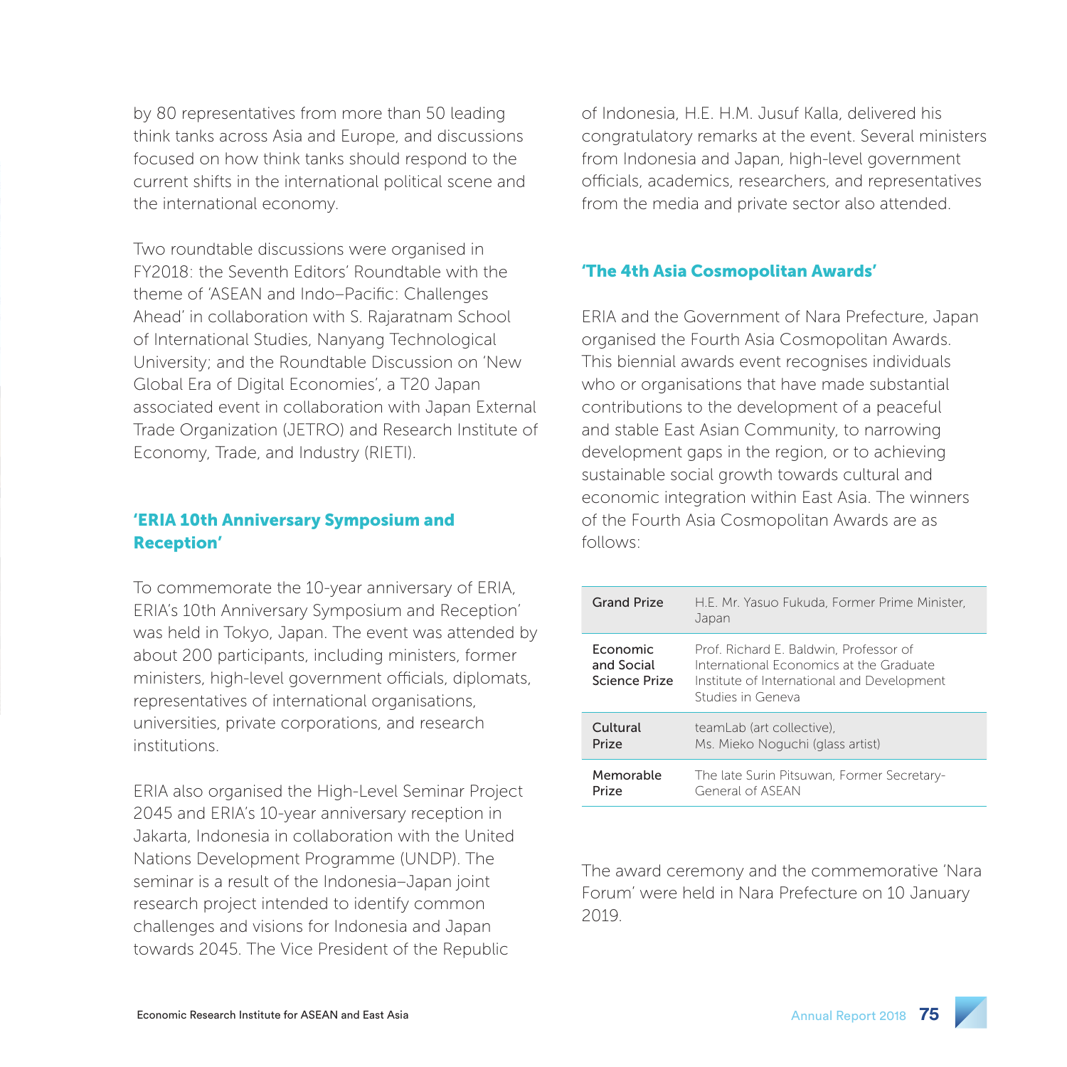by 80 representatives from more than 50 leading think tanks across Asia and Europe, and discussions focused on how think tanks should respond to the current shifts in the international political scene and the international economy.

Two roundtable discussions were organised in FY2018: the Seventh Editors' Roundtable with the theme of 'ASEAN and Indo–Pacific: Challenges Ahead' in collaboration with S. Rajaratnam School of International Studies, Nanyang Technological University; and the Roundtable Discussion on 'New Global Era of Digital Economies', a T20 Japan associated event in collaboration with Japan External Trade Organization (JETRO) and Research Institute of Economy, Trade, and Industry (RIETI).

### 'ERIA 10th Anniversary Symposium and Reception'

To commemorate the 10-year anniversary of ERIA, ERIA's 10th Anniversary Symposium and Reception' was held in Tokyo, Japan. The event was attended by about 200 participants, including ministers, former ministers, high-level government officials, diplomats, representatives of international organisations, universities, private corporations, and research institutions.

ERIA also organised the High-Level Seminar Project 2045 and ERIA's 10-year anniversary reception in Jakarta, Indonesia in collaboration with the United Nations Development Programme (UNDP). The seminar is a result of the Indonesia–Japan joint research project intended to identify common challenges and visions for Indonesia and Japan towards 2045. The Vice President of the Republic of Indonesia, H.E. H.M. Jusuf Kalla, delivered his congratulatory remarks at the event. Several ministers from Indonesia and Japan, high-level government officials, academics, researchers, and representatives from the media and private sector also attended.

### 'The 4th Asia Cosmopolitan Awards'

ERIA and the Government of Nara Prefecture, Japan organised the Fourth Asia Cosmopolitan Awards. This biennial awards event recognises individuals who or organisations that have made substantial contributions to the development of a peaceful and stable East Asian Community, to narrowing development gaps in the region, or to achieving sustainable social growth towards cultural and economic integration within East Asia. The winners of the Fourth Asia Cosmopolitan Awards are as follows:

| | |
|---|---|
| Grand Prize | H.E. Mr. Yasuo Fukuda, Former Prime Minister, Japan |
| Economic and Social Science Prize | Prof. Richard E. Baldwin, Professor of International Economics at the Graduate Institute of International and Development Studies in Geneva |
| Cultural Prize | teamLab (art collective), Ms. Mieko Noguchi (glass artist) |
| Memorable Prize | The late Surin Pitsuwan, Former Secretary-General of ASEAN |

The award ceremony and the commemorative 'Nara Forum' were held in Nara Prefecture on 10 January 2019.